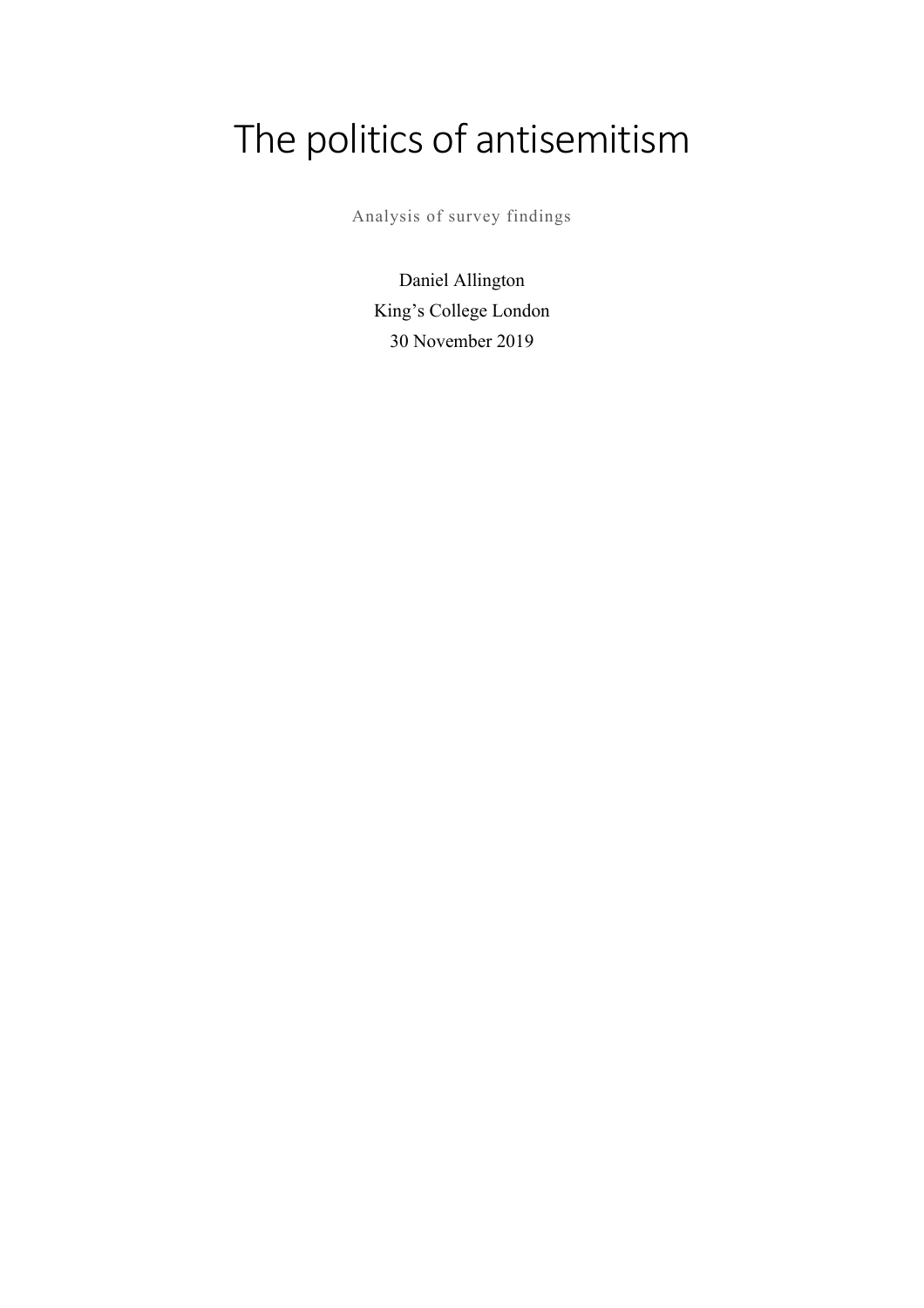# The politics of antisemitism

Analysis of survey findings

Daniel Allington

King's College London

30 November 2019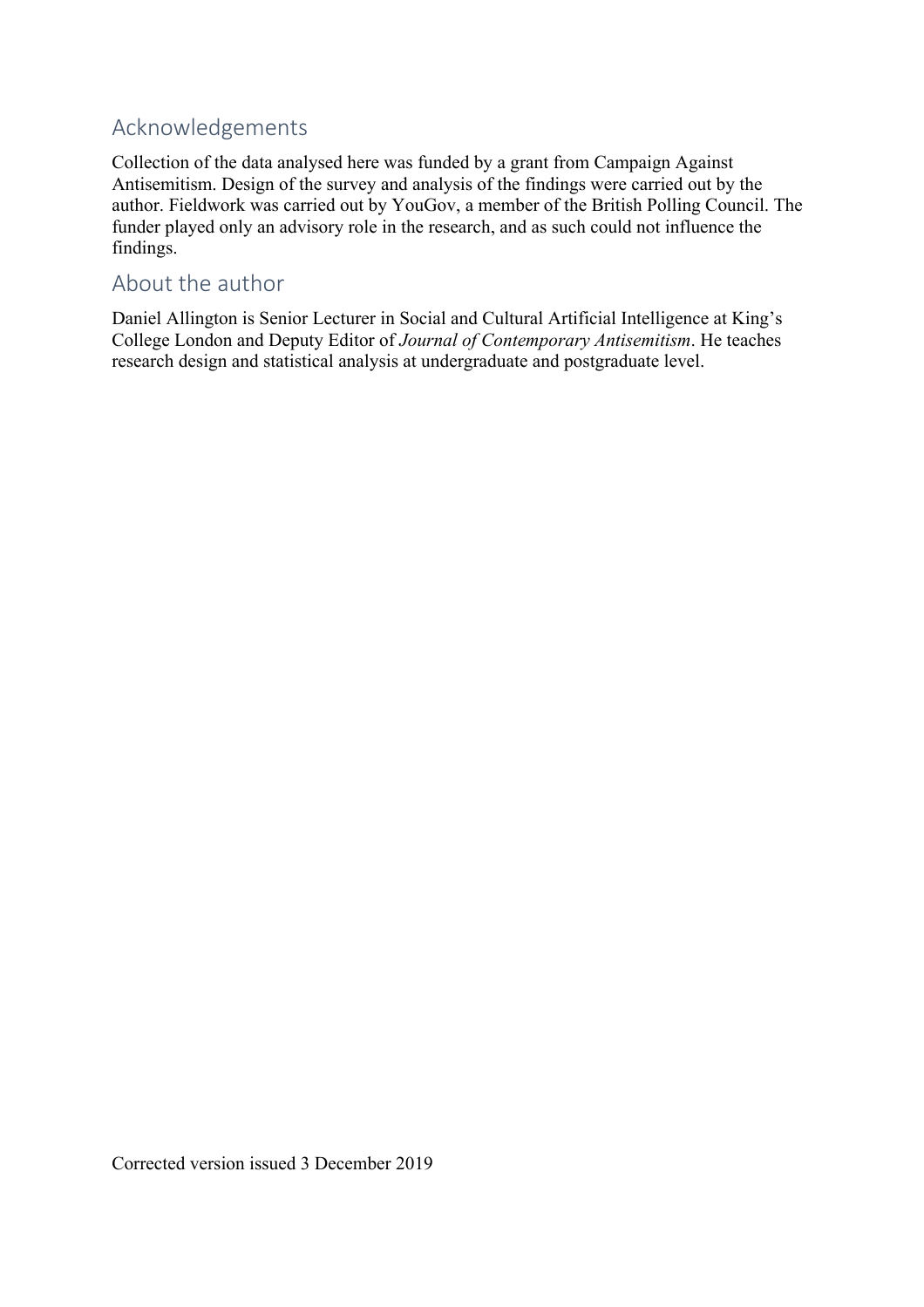## Acknowledgements

Collection of the data analysed here was funded by a grant from Campaign Against Antisemitism. Design of the survey and analysis of the findings were carried out by the author. Fieldwork was carried out by YouGov, a member of the British Polling Council. The funder played only an advisory role in the research, and as such could not influence the findings.

## About the author

Daniel Allington is Senior Lecturer in Social and Cultural Artificial Intelligence at King's College London and Deputy Editor of *Journal of Contemporary Antisemitism*. He teaches research design and statistical analysis at undergraduate and postgraduate level.

Corrected version issued 3 December 2019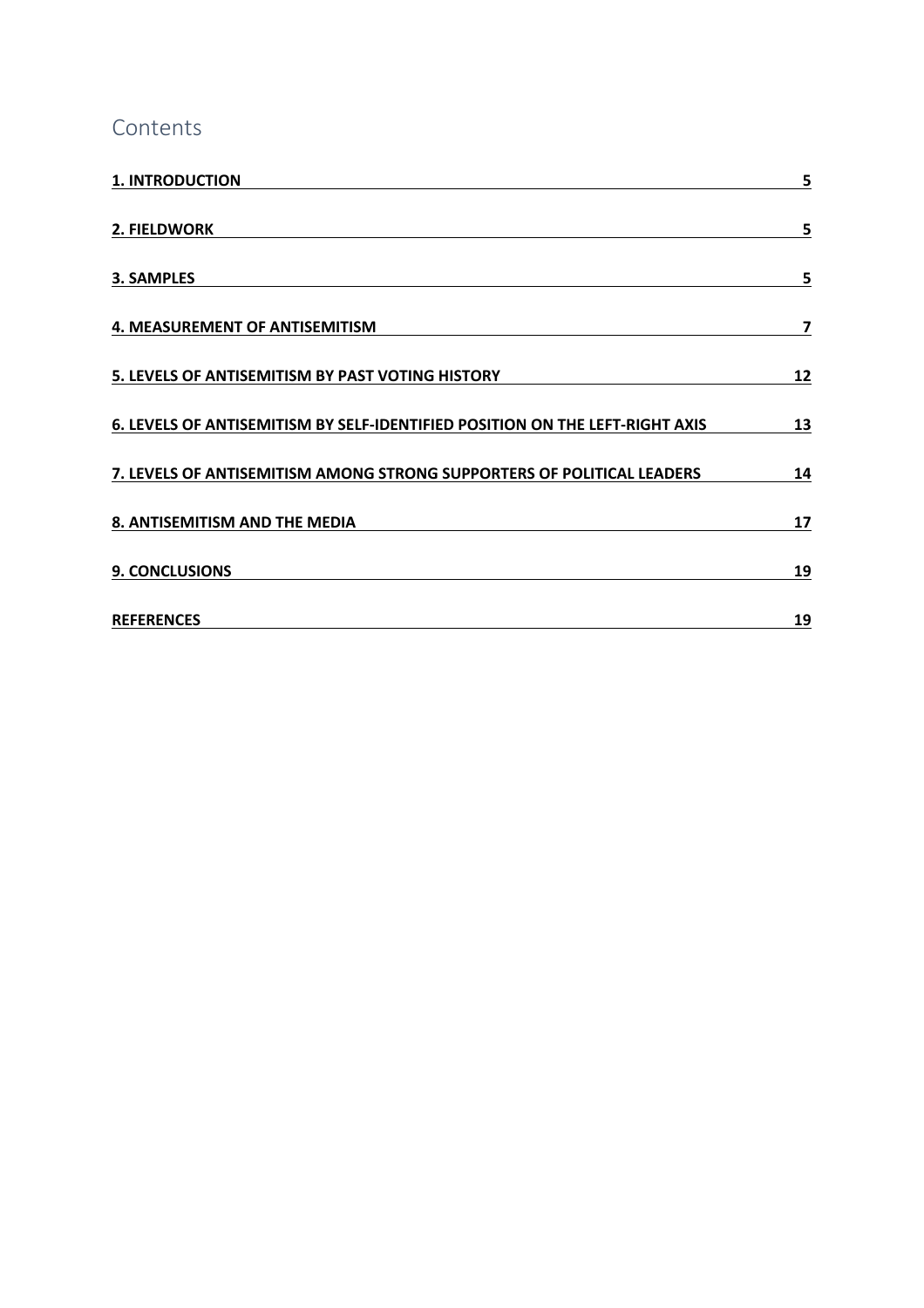# Contents

| | |
|---|---|
| **1. INTRODUCTION** | **5** |
| **2. FIELDWORK** | **5** |
| **3. SAMPLES** | **5** |
| **4. MEASUREMENT OF ANTISEMITISM** | **7** |
| **5. LEVELS OF ANTISEMITISM BY PAST VOTING HISTORY** | **12** |
| **6. LEVELS OF ANTISEMITISM BY SELF-IDENTIFIED POSITION ON THE LEFT-RIGHT AXIS** | **13** |
| **7. LEVELS OF ANTISEMITISM AMONG STRONG SUPPORTERS OF POLITICAL LEADERS** | **14** |
| **8. ANTISEMITISM AND THE MEDIA** | **17** |
| **9. CONCLUSIONS** | **19** |
| **REFERENCES** | **19** |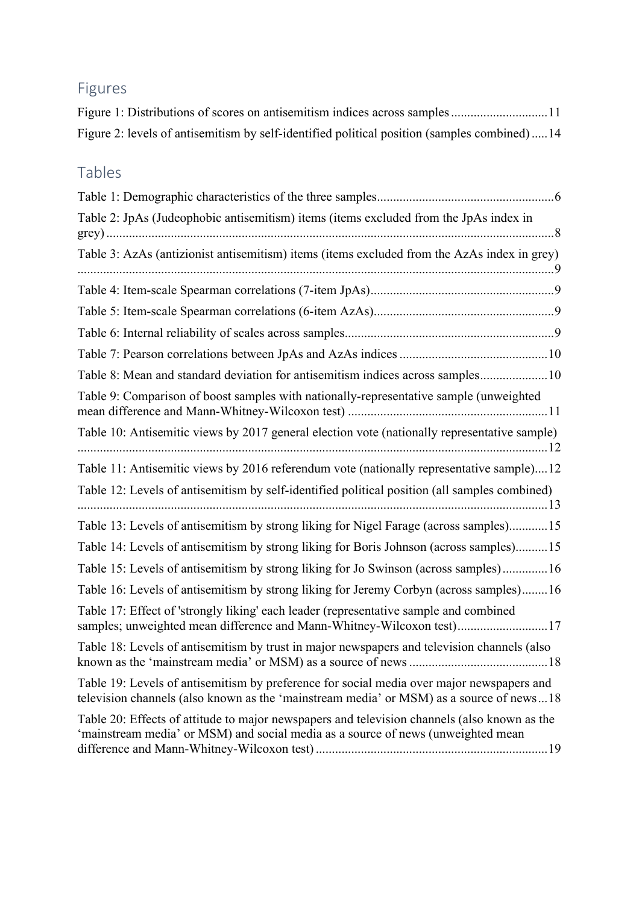## Figures

Figure 1: Distributions of scores on antisemitism indices across samples ............................11

Figure 2: levels of antisemitism by self-identified political position (samples combined) .....14

## Tables

Table 1: Demographic characteristics of the three samples......................................................6

Table 2: JpAs (Judeophobic antisemitism) items (items excluded from the JpAs index in grey) .........................................................................................................................................8

Table 3: AzAs (antizionist antisemitism) items (items excluded from the AzAs index in grey) .................................................................................................................................................9

Table 4: Item-scale Spearman correlations (7-item JpAs)........................................................9

Table 5: Item-scale Spearman correlations (6-item AzAs).......................................................9

Table 6: Internal reliability of scales across samples................................................................9

Table 7: Pearson correlations between JpAs and AzAs indices .............................................10

Table 8: Mean and standard deviation for antisemitism indices across samples....................10

Table 9: Comparison of boost samples with nationally-representative sample (unweighted mean difference and Mann-Whitney-Wilcoxon test) .............................................................11

Table 10: Antisemitic views by 2017 general election vote (nationally representative sample) ................................................................................................................................................12

Table 11: Antisemitic views by 2016 referendum vote (nationally representative sample)....12

Table 12: Levels of antisemitism by self-identified political position (all samples combined) ................................................................................................................................................13

Table 13: Levels of antisemitism by strong liking for Nigel Farage (across samples)............15

Table 14: Levels of antisemitism by strong liking for Boris Johnson (across samples)..........15

Table 15: Levels of antisemitism by strong liking for Jo Swinson (across samples)..............16

Table 16: Levels of antisemitism by strong liking for Jeremy Corbyn (across samples)........16

Table 17: Effect of 'strongly liking' each leader (representative sample and combined samples; unweighted mean difference and Mann-Whitney-Wilcoxon test)...........................17

Table 18: Levels of antisemitism by trust in major newspapers and television channels (also known as the 'mainstream media' or MSM) as a source of news ..........................................18

Table 19: Levels of antisemitism by preference for social media over major newspapers and television channels (also known as the 'mainstream media' or MSM) as a source of news...18

Table 20: Effects of attitude to major newspapers and television channels (also known as the 'mainstream media' or MSM) and social media as a source of news (unweighted mean difference and Mann-Whitney-Wilcoxon test) .......................................................................19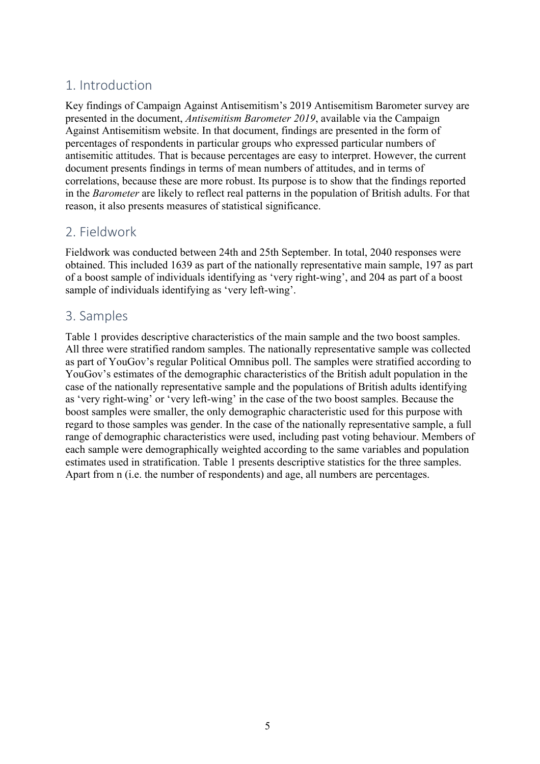## 1. Introduction

Key findings of Campaign Against Antisemitism's 2019 Antisemitism Barometer survey are presented in the document, *Antisemitism Barometer 2019*, available via the Campaign Against Antisemitism website. In that document, findings are presented in the form of percentages of respondents in particular groups who expressed particular numbers of antisemitic attitudes. That is because percentages are easy to interpret. However, the current document presents findings in terms of mean numbers of attitudes, and in terms of correlations, because these are more robust. Its purpose is to show that the findings reported in the *Barometer* are likely to reflect real patterns in the population of British adults. For that reason, it also presents measures of statistical significance.

## 2. Fieldwork

Fieldwork was conducted between 24th and 25th September. In total, 2040 responses were obtained. This included 1639 as part of the nationally representative main sample, 197 as part of a boost sample of individuals identifying as 'very right-wing', and 204 as part of a boost sample of individuals identifying as 'very left-wing'.

## 3. Samples

Table 1 provides descriptive characteristics of the main sample and the two boost samples. All three were stratified random samples. The nationally representative sample was collected as part of YouGov's regular Political Omnibus poll. The samples were stratified according to YouGov's estimates of the demographic characteristics of the British adult population in the case of the nationally representative sample and the populations of British adults identifying as 'very right-wing' or 'very left-wing' in the case of the two boost samples. Because the boost samples were smaller, the only demographic characteristic used for this purpose with regard to those samples was gender. In the case of the nationally representative sample, a full range of demographic characteristics were used, including past voting behaviour. Members of each sample were demographically weighted according to the same variables and population estimates used in stratification. Table 1 presents descriptive statistics for the three samples. Apart from n (i.e. the number of respondents) and age, all numbers are percentages.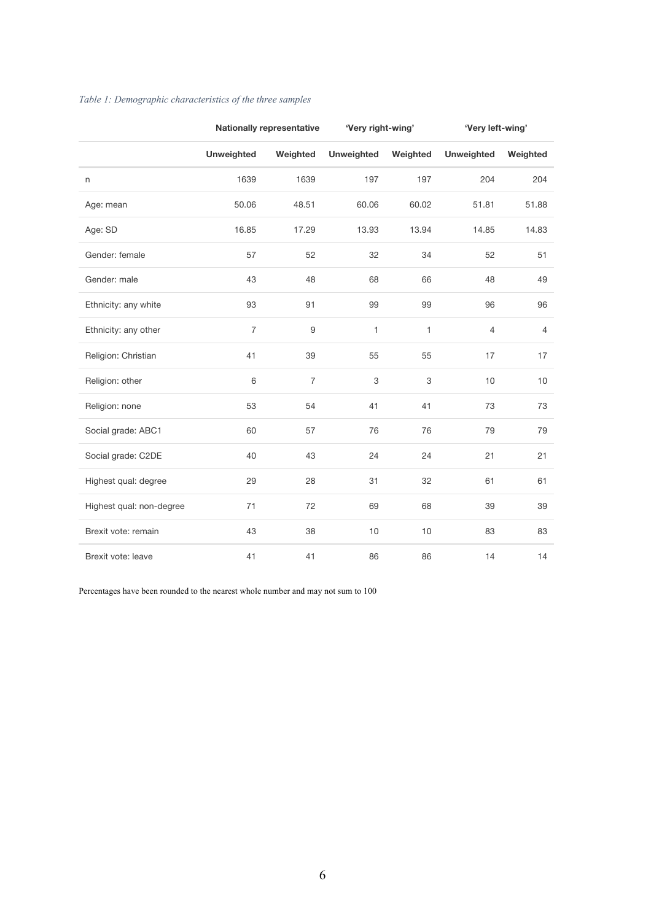*Table 1: Demographic characteristics of the three samples*

| | Nationally representative | | 'Very right-wing' | | 'Very left-wing' | |
|---|---|---|---|---|---|---|
| | **Unweighted** | **Weighted** | **Unweighted** | **Weighted** | **Unweighted** | **Weighted** |
| n | 1639 | 1639 | 197 | 197 | 204 | 204 |
| Age: mean | 50.06 | 48.51 | 60.06 | 60.02 | 51.81 | 51.88 |
| Age: SD | 16.85 | 17.29 | 13.93 | 13.94 | 14.85 | 14.83 |
| Gender: female | 57 | 52 | 32 | 34 | 52 | 51 |
| Gender: male | 43 | 48 | 68 | 66 | 48 | 49 |
| Ethnicity: any white | 93 | 91 | 99 | 99 | 96 | 96 |
| Ethnicity: any other | 7 | 9 | 1 | 1 | 4 | 4 |
| Religion: Christian | 41 | 39 | 55 | 55 | 17 | 17 |
| Religion: other | 6 | 7 | 3 | 3 | 10 | 10 |
| Religion: none | 53 | 54 | 41 | 41 | 73 | 73 |
| Social grade: ABC1 | 60 | 57 | 76 | 76 | 79 | 79 |
| Social grade: C2DE | 40 | 43 | 24 | 24 | 21 | 21 |
| Highest qual: degree | 29 | 28 | 31 | 32 | 61 | 61 |
| Highest qual: non-degree | 71 | 72 | 69 | 68 | 39 | 39 |
| Brexit vote: remain | 43 | 38 | 10 | 10 | 83 | 83 |
| Brexit vote: leave | 41 | 41 | 86 | 86 | 14 | 14 |

Percentages have been rounded to the nearest whole number and may not sum to 100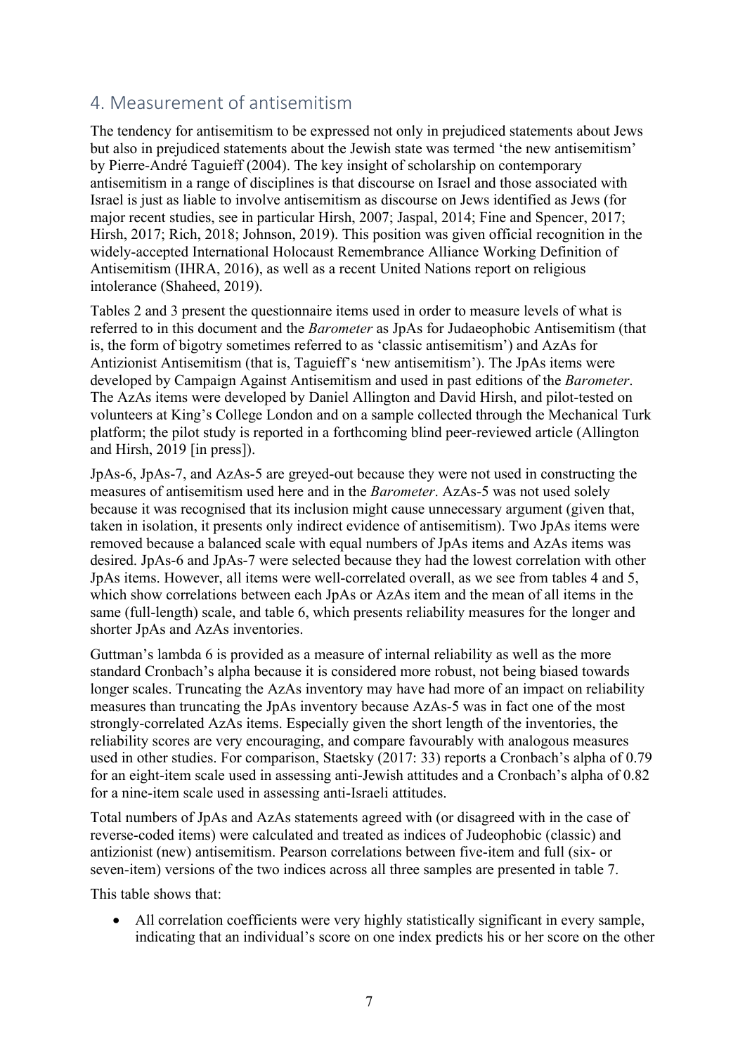## 4. Measurement of antisemitism

The tendency for antisemitism to be expressed not only in prejudiced statements about Jews but also in prejudiced statements about the Jewish state was termed 'the new antisemitism' by Pierre-André Taguieff (2004). The key insight of scholarship on contemporary antisemitism in a range of disciplines is that discourse on Israel and those associated with Israel is just as liable to involve antisemitism as discourse on Jews identified as Jews (for major recent studies, see in particular Hirsh, 2007; Jaspal, 2014; Fine and Spencer, 2017; Hirsh, 2017; Rich, 2018; Johnson, 2019). This position was given official recognition in the widely-accepted International Holocaust Remembrance Alliance Working Definition of Antisemitism (IHRA, 2016), as well as a recent United Nations report on religious intolerance (Shaheed, 2019).

Tables 2 and 3 present the questionnaire items used in order to measure levels of what is referred to in this document and the *Barometer* as JpAs for Judaeophobic Antisemitism (that is, the form of bigotry sometimes referred to as 'classic antisemitism') and AzAs for Antizionist Antisemitism (that is, Taguieff's 'new antisemitism'). The JpAs items were developed by Campaign Against Antisemitism and used in past editions of the *Barometer*. The AzAs items were developed by Daniel Allington and David Hirsh, and pilot-tested on volunteers at King's College London and on a sample collected through the Mechanical Turk platform; the pilot study is reported in a forthcoming blind peer-reviewed article (Allington and Hirsh, 2019 [in press]).

JpAs-6, JpAs-7, and AzAs-5 are greyed-out because they were not used in constructing the measures of antisemitism used here and in the *Barometer*. AzAs-5 was not used solely because it was recognised that its inclusion might cause unnecessary argument (given that, taken in isolation, it presents only indirect evidence of antisemitism). Two JpAs items were removed because a balanced scale with equal numbers of JpAs items and AzAs items was desired. JpAs-6 and JpAs-7 were selected because they had the lowest correlation with other JpAs items. However, all items were well-correlated overall, as we see from tables 4 and 5, which show correlations between each JpAs or AzAs item and the mean of all items in the same (full-length) scale, and table 6, which presents reliability measures for the longer and shorter JpAs and AzAs inventories.

Guttman's lambda 6 is provided as a measure of internal reliability as well as the more standard Cronbach's alpha because it is considered more robust, not being biased towards longer scales. Truncating the AzAs inventory may have had more of an impact on reliability measures than truncating the JpAs inventory because AzAs-5 was in fact one of the most strongly-correlated AzAs items. Especially given the short length of the inventories, the reliability scores are very encouraging, and compare favourably with analogous measures used in other studies. For comparison, Staetsky (2017: 33) reports a Cronbach's alpha of 0.79 for an eight-item scale used in assessing anti-Jewish attitudes and a Cronbach's alpha of 0.82 for a nine-item scale used in assessing anti-Israeli attitudes.

Total numbers of JpAs and AzAs statements agreed with (or disagreed with in the case of reverse-coded items) were calculated and treated as indices of Judeophobic (classic) and antizionist (new) antisemitism. Pearson correlations between five-item and full (six- or seven-item) versions of the two indices across all three samples are presented in table 7.

This table shows that:

- All correlation coefficients were very highly statistically significant in every sample, indicating that an individual's score on one index predicts his or her score on the other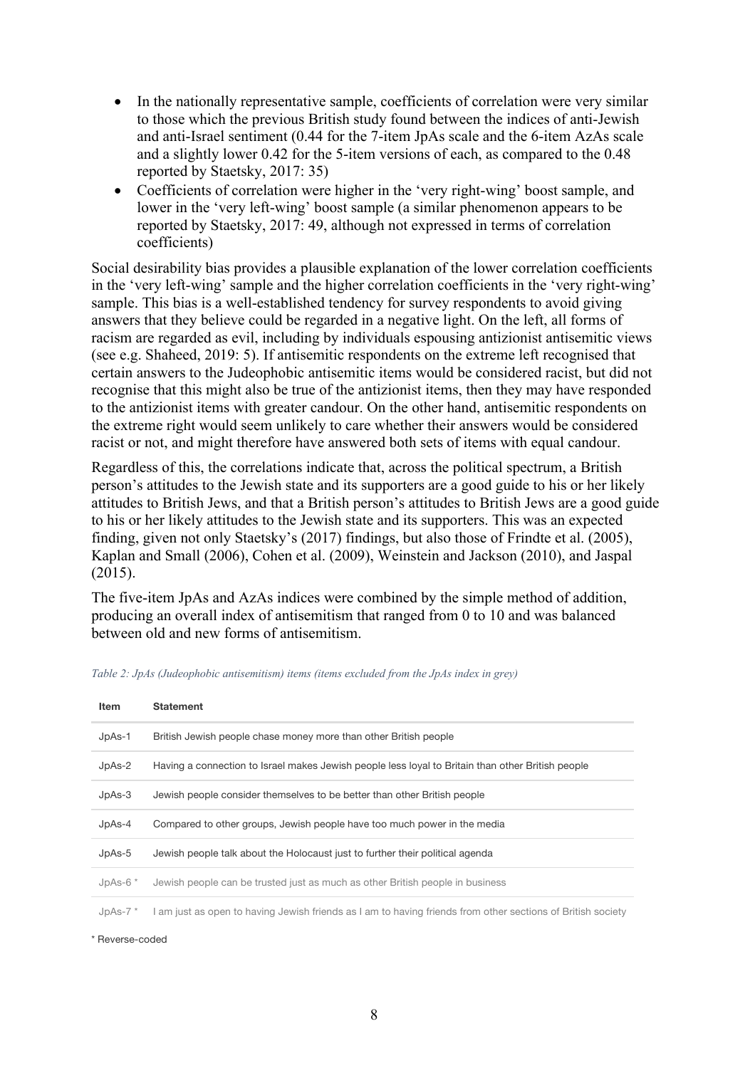- In the nationally representative sample, coefficients of correlation were very similar to those which the previous British study found between the indices of anti-Jewish and anti-Israel sentiment (0.44 for the 7-item JpAs scale and the 6-item AzAs scale and a slightly lower 0.42 for the 5-item versions of each, as compared to the 0.48 reported by Staetsky, 2017: 35)
- Coefficients of correlation were higher in the 'very right-wing' boost sample, and lower in the 'very left-wing' boost sample (a similar phenomenon appears to be reported by Staetsky, 2017: 49, although not expressed in terms of correlation coefficients)

Social desirability bias provides a plausible explanation of the lower correlation coefficients in the 'very left-wing' sample and the higher correlation coefficients in the 'very right-wing' sample. This bias is a well-established tendency for survey respondents to avoid giving answers that they believe could be regarded in a negative light. On the left, all forms of racism are regarded as evil, including by individuals espousing antizionist antisemitic views (see e.g. Shaheed, 2019: 5). If antisemitic respondents on the extreme left recognised that certain answers to the Judeophobic antisemitic items would be considered racist, but did not recognise that this might also be true of the antizionist items, then they may have responded to the antizionist items with greater candour. On the other hand, antisemitic respondents on the extreme right would seem unlikely to care whether their answers would be considered racist or not, and might therefore have answered both sets of items with equal candour.

Regardless of this, the correlations indicate that, across the political spectrum, a British person's attitudes to the Jewish state and its supporters are a good guide to his or her likely attitudes to British Jews, and that a British person's attitudes to British Jews are a good guide to his or her likely attitudes to the Jewish state and its supporters. This was an expected finding, given not only Staetsky's (2017) findings, but also those of Frindte et al. (2005), Kaplan and Small (2006), Cohen et al. (2009), Weinstein and Jackson (2010), and Jaspal (2015).

The five-item JpAs and AzAs indices were combined by the simple method of addition, producing an overall index of antisemitism that ranged from 0 to 10 and was balanced between old and new forms of antisemitism.

*Table 2: JpAs (Judeophobic antisemitism) items (items excluded from the JpAs index in grey)*

| Item | Statement |
|---|---|
| JpAs-1 | British Jewish people chase money more than other British people |
| JpAs-2 | Having a connection to Israel makes Jewish people less loyal to Britain than other British people |
| JpAs-3 | Jewish people consider themselves to be better than other British people |
| JpAs-4 | Compared to other groups, Jewish people have too much power in the media |
| JpAs-5 | Jewish people talk about the Holocaust just to further their political agenda |
| JpAs-6 * | Jewish people can be trusted just as much as other British people in business |
| JpAs-7 * | I am just as open to having Jewish friends as I am to having friends from other sections of British society |

\* Reverse-coded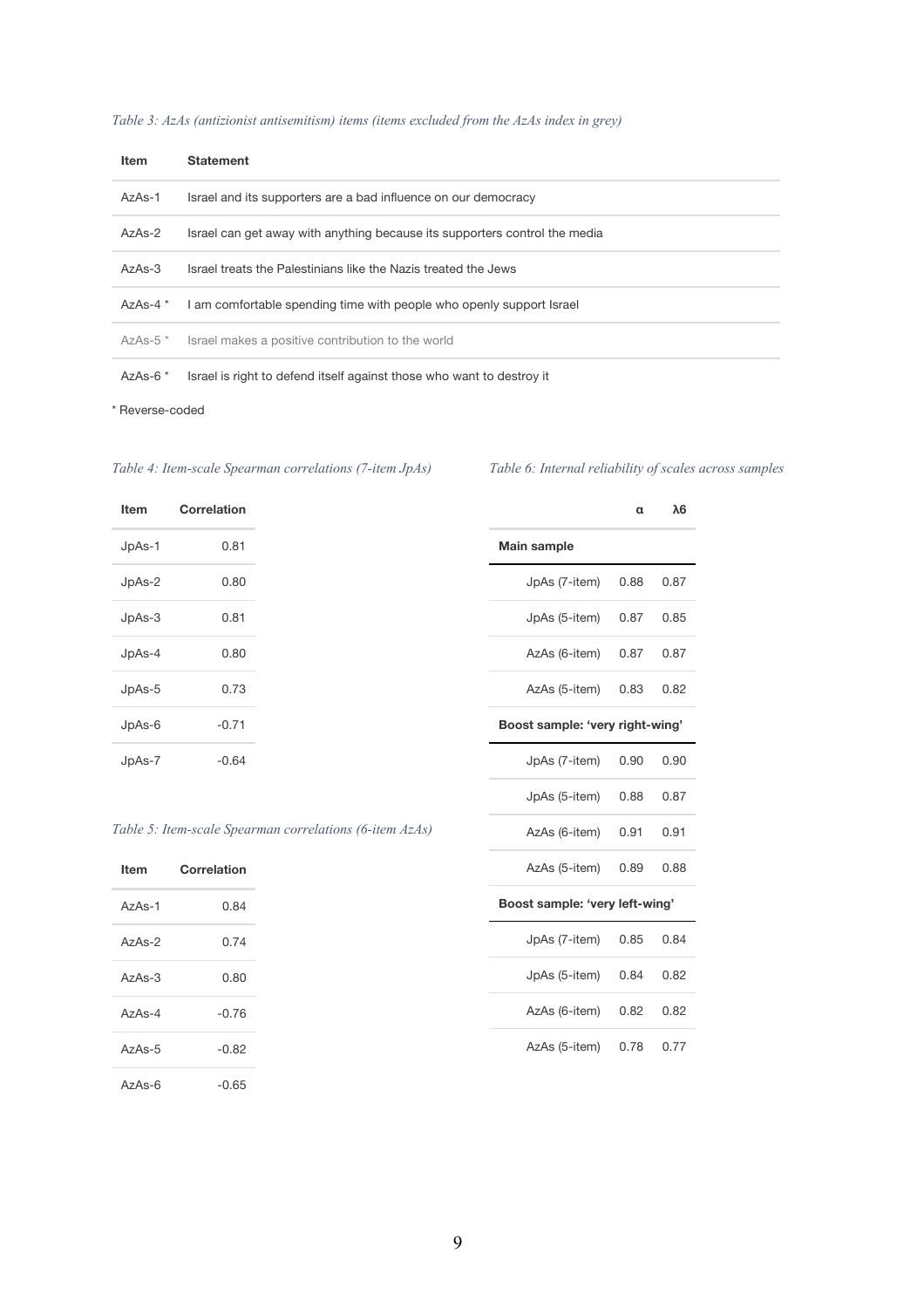*Table 3: AzAs (antizionist antisemitism) items (items excluded from the AzAs index in grey)*

| Item | Statement |
|---|---|
| AzAs-1 | Israel and its supporters are a bad influence on our democracy |
| AzAs-2 | Israel can get away with anything because its supporters control the media |
| AzAs-3 | Israel treats the Palestinians like the Nazis treated the Jews |
| AzAs-4 * | I am comfortable spending time with people who openly support Israel |
| AzAs-5 * | Israel makes a positive contribution to the world |
| AzAs-6 * | Israel is right to defend itself against those who want to destroy it |

\* Reverse-coded

*Table 4: Item-scale Spearman correlations (7-item JpAs)*

| Item | Correlation |
|---|---|
| JpAs-1 | 0.81 |
| JpAs-2 | 0.80 |
| JpAs-3 | 0.81 |
| JpAs-4 | 0.80 |
| JpAs-5 | 0.73 |
| JpAs-6 | -0.71 |
| JpAs-7 | -0.64 |

*Table 5: Item-scale Spearman correlations (6-item AzAs)*

| Item | Correlation |
|---|---|
| AzAs-1 | 0.84 |
| AzAs-2 | 0.74 |
| AzAs-3 | 0.80 |
| AzAs-4 | -0.76 |
| AzAs-5 | -0.82 |
| AzAs-6 | -0.65 |

*Table 6: Internal reliability of scales across samples*

| | α | λ6 |
|---|---|---|
| **Main sample** | | |
| JpAs (7-item) | 0.88 | 0.87 |
| JpAs (5-item) | 0.87 | 0.85 |
| AzAs (6-item) | 0.87 | 0.87 |
| AzAs (5-item) | 0.83 | 0.82 |
| **Boost sample: 'very right-wing'** | | |
| JpAs (7-item) | 0.90 | 0.90 |
| JpAs (5-item) | 0.88 | 0.87 |
| AzAs (6-item) | 0.91 | 0.91 |
| AzAs (5-item) | 0.89 | 0.88 |
| **Boost sample: 'very left-wing'** | | |
| JpAs (7-item) | 0.85 | 0.84 |
| JpAs (5-item) | 0.84 | 0.82 |
| AzAs (6-item) | 0.82 | 0.82 |
| AzAs (5-item) | 0.78 | 0.77 |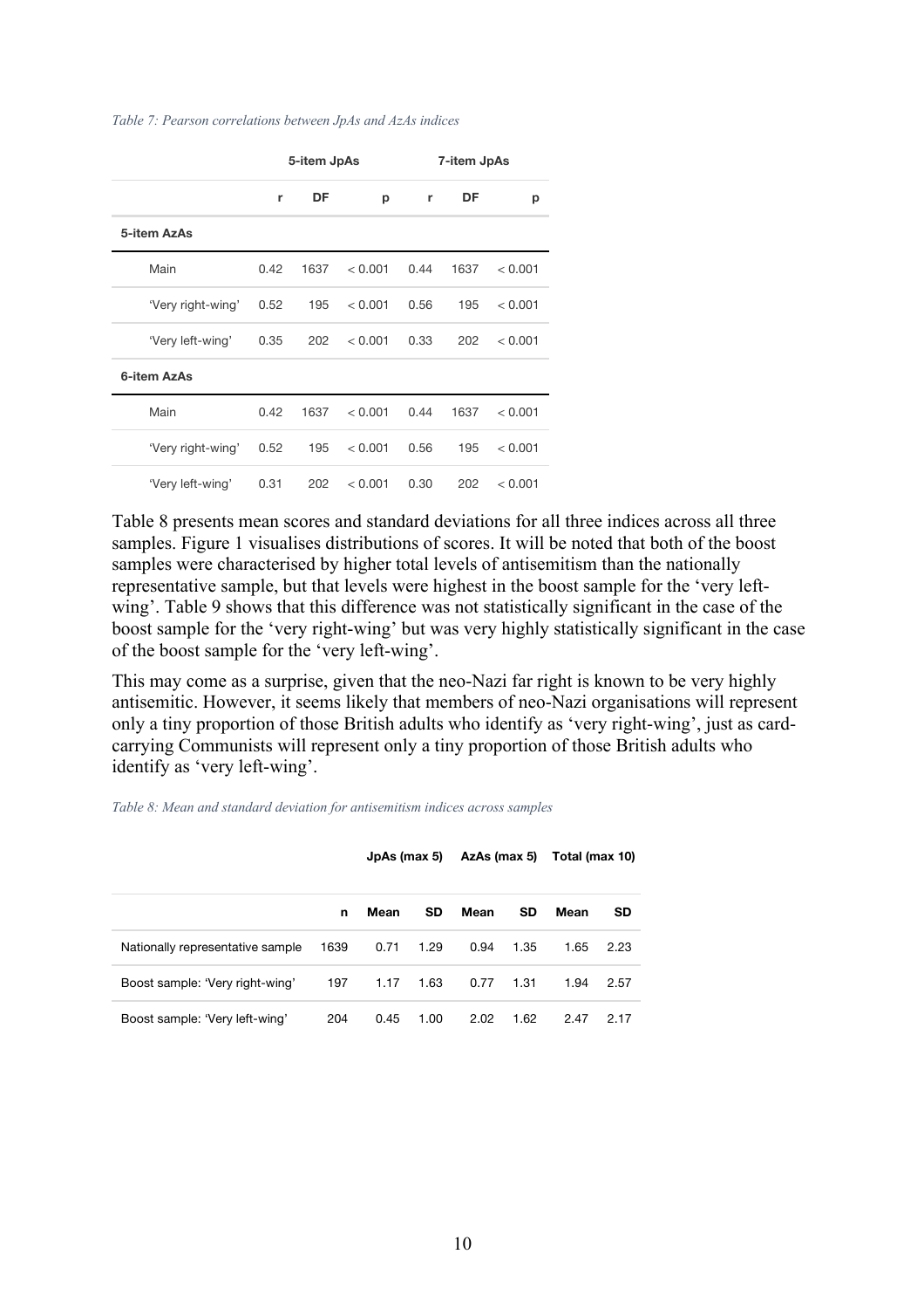*Table 7: Pearson correlations between JpAs and AzAs indices*

| | 5-item JpAs | | | 7-item JpAs | | |
|---|---|---|---|---|---|---|
| | r | DF | p | r | DF | p |
| **5-item AzAs** | | | | | | |
| Main | 0.42 | 1637 | < 0.001 | 0.44 | 1637 | < 0.001 |
| 'Very right-wing' | 0.52 | 195 | < 0.001 | 0.56 | 195 | < 0.001 |
| 'Very left-wing' | 0.35 | 202 | < 0.001 | 0.33 | 202 | < 0.001 |
| **6-item AzAs** | | | | | | |
| Main | 0.42 | 1637 | < 0.001 | 0.44 | 1637 | < 0.001 |
| 'Very right-wing' | 0.52 | 195 | < 0.001 | 0.56 | 195 | < 0.001 |
| 'Very left-wing' | 0.31 | 202 | < 0.001 | 0.30 | 202 | < 0.001 |

Table 8 presents mean scores and standard deviations for all three indices across all three samples. Figure 1 visualises distributions of scores. It will be noted that both of the boost samples were characterised by higher total levels of antisemitism than the nationally representative sample, but that levels were highest in the boost sample for the 'very left-wing'. Table 9 shows that this difference was not statistically significant in the case of the boost sample for the 'very right-wing' but was very highly statistically significant in the case of the boost sample for the 'very left-wing'.

This may come as a surprise, given that the neo-Nazi far right is known to be very highly antisemitic. However, it seems likely that members of neo-Nazi organisations will represent only a tiny proportion of those British adults who identify as 'very right-wing', just as card-carrying Communists will represent only a tiny proportion of those British adults who identify as 'very left-wing'.

*Table 8: Mean and standard deviation for antisemitism indices across samples*

| | | JpAs (max 5) | | AzAs (max 5) | | Total (max 10) | |
|---|---|---|---|---|---|---|---|
| | n | Mean | SD | Mean | SD | Mean | SD |
| Nationally representative sample | 1639 | 0.71 | 1.29 | 0.94 | 1.35 | 1.65 | 2.23 |
| Boost sample: 'Very right-wing' | 197 | 1.17 | 1.63 | 0.77 | 1.31 | 1.94 | 2.57 |
| Boost sample: 'Very left-wing' | 204 | 0.45 | 1.00 | 2.02 | 1.62 | 2.47 | 2.17 |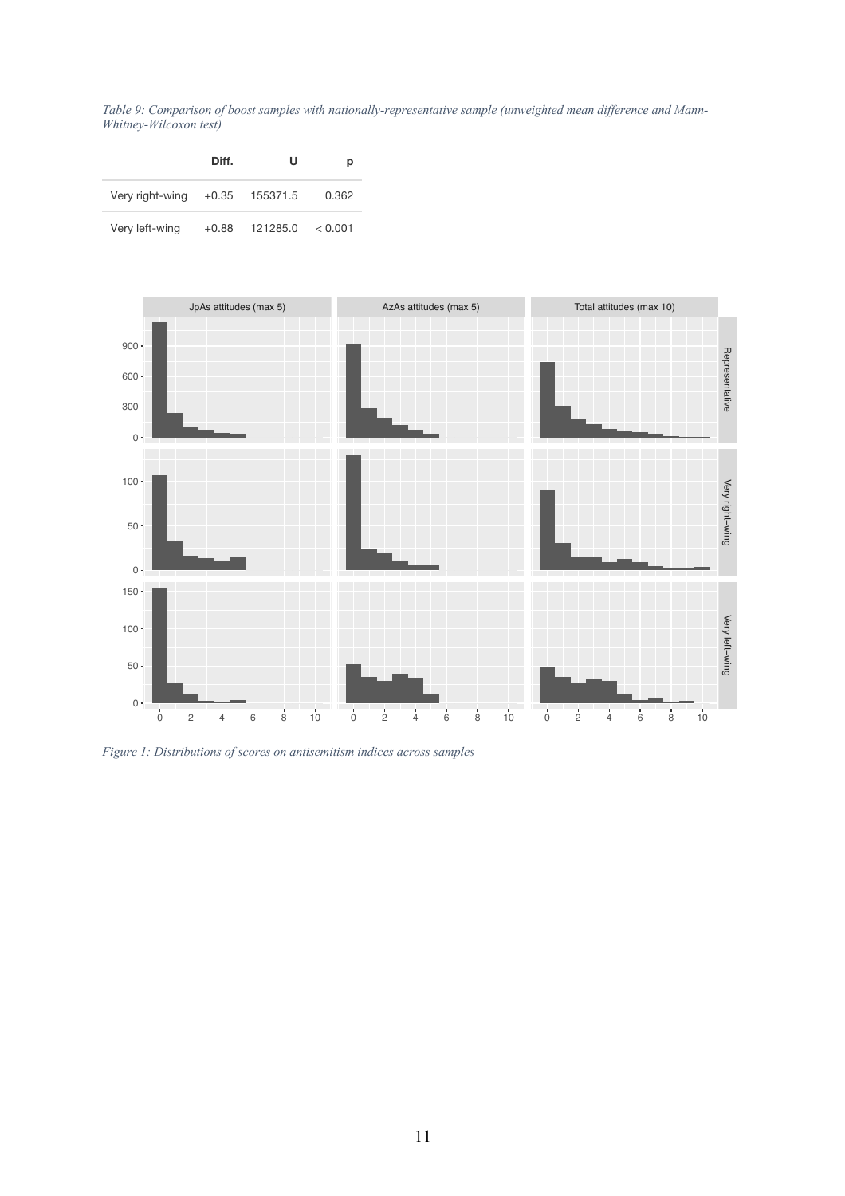*Table 9: Comparison of boost samples with nationally-representative sample (unweighted mean difference and Mann-Whitney-Wilcoxon test)*

| | Diff. | U | p |
|---|---|---|---|
| Very right-wing | +0.35 | 155371.5 | 0.362 |
| Very left-wing | +0.88 | 121285.0 | < 0.001 |

*Figure 1: Distributions of scores on antisemitism indices across samples*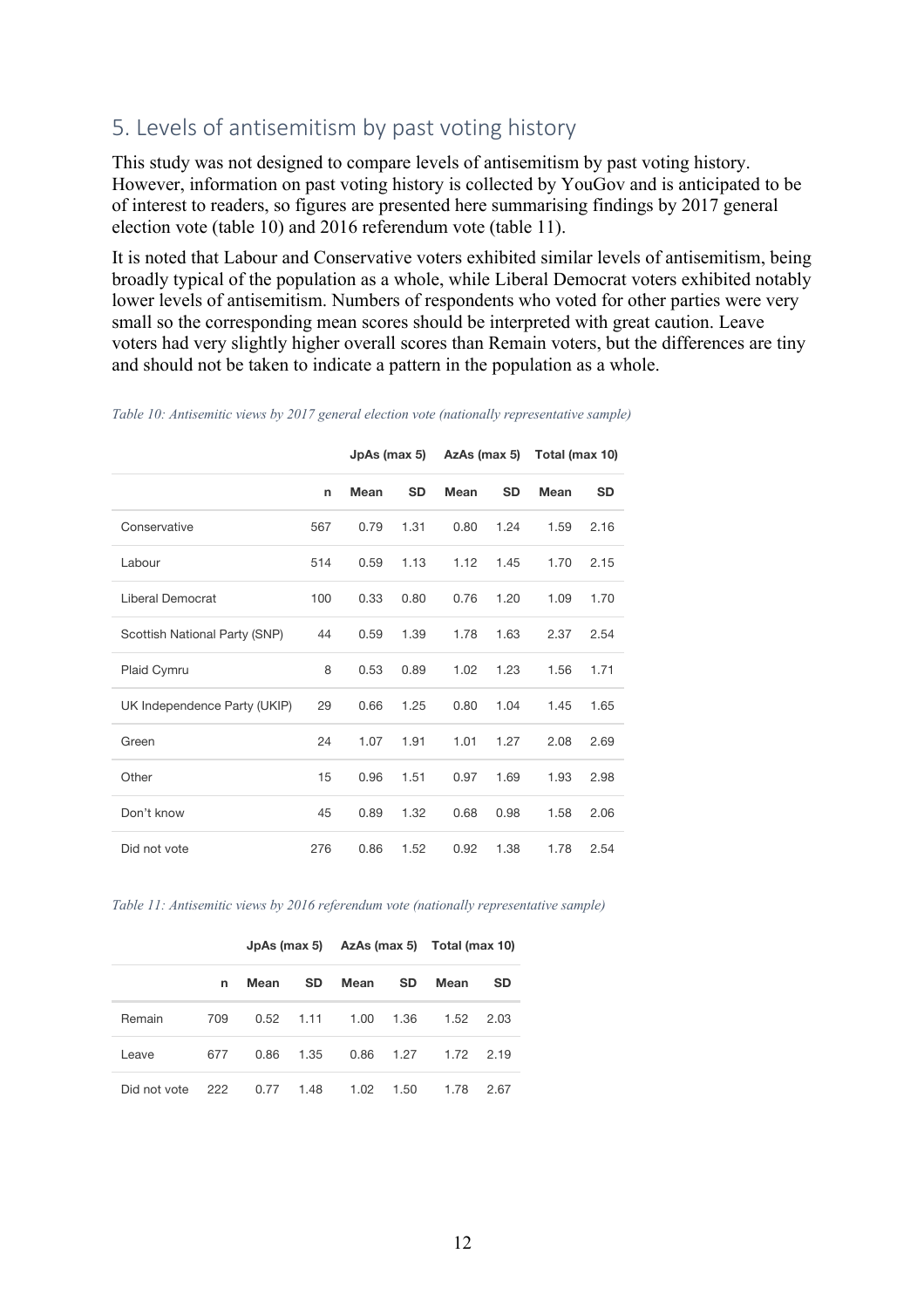## 5. Levels of antisemitism by past voting history

This study was not designed to compare levels of antisemitism by past voting history. However, information on past voting history is collected by YouGov and is anticipated to be of interest to readers, so figures are presented here summarising findings by 2017 general election vote (table 10) and 2016 referendum vote (table 11).

It is noted that Labour and Conservative voters exhibited similar levels of antisemitism, being broadly typical of the population as a whole, while Liberal Democrat voters exhibited notably lower levels of antisemitism. Numbers of respondents who voted for other parties were very small so the corresponding mean scores should be interpreted with great caution. Leave voters had very slightly higher overall scores than Remain voters, but the differences are tiny and should not be taken to indicate a pattern in the population as a whole.

*Table 10: Antisemitic views by 2017 general election vote (nationally representative sample)*

| | | JpAs (max 5) | | AzAs (max 5) | | Total (max 10) | |
|---|---|---|---|---|---|---|---|
| | **n** | **Mean** | **SD** | **Mean** | **SD** | **Mean** | **SD** |
| Conservative | 567 | 0.79 | 1.31 | 0.80 | 1.24 | 1.59 | 2.16 |
| Labour | 514 | 0.59 | 1.13 | 1.12 | 1.45 | 1.70 | 2.15 |
| Liberal Democrat | 100 | 0.33 | 0.80 | 0.76 | 1.20 | 1.09 | 1.70 |
| Scottish National Party (SNP) | 44 | 0.59 | 1.39 | 1.78 | 1.63 | 2.37 | 2.54 |
| Plaid Cymru | 8 | 0.53 | 0.89 | 1.02 | 1.23 | 1.56 | 1.71 |
| UK Independence Party (UKIP) | 29 | 0.66 | 1.25 | 0.80 | 1.04 | 1.45 | 1.65 |
| Green | 24 | 1.07 | 1.91 | 1.01 | 1.27 | 2.08 | 2.69 |
| Other | 15 | 0.96 | 1.51 | 0.97 | 1.69 | 1.93 | 2.98 |
| Don't know | 45 | 0.89 | 1.32 | 0.68 | 0.98 | 1.58 | 2.06 |
| Did not vote | 276 | 0.86 | 1.52 | 0.92 | 1.38 | 1.78 | 2.54 |

*Table 11: Antisemitic views by 2016 referendum vote (nationally representative sample)*

| | | JpAs (max 5) | | AzAs (max 5) | | Total (max 10) | |
|---|---|---|---|---|---|---|---|
| | **n** | **Mean** | **SD** | **Mean** | **SD** | **Mean** | **SD** |
| Remain | 709 | 0.52 | 1.11 | 1.00 | 1.36 | 1.52 | 2.03 |
| Leave | 677 | 0.86 | 1.35 | 0.86 | 1.27 | 1.72 | 2.19 |
| Did not vote | 222 | 0.77 | 1.48 | 1.02 | 1.50 | 1.78 | 2.67 |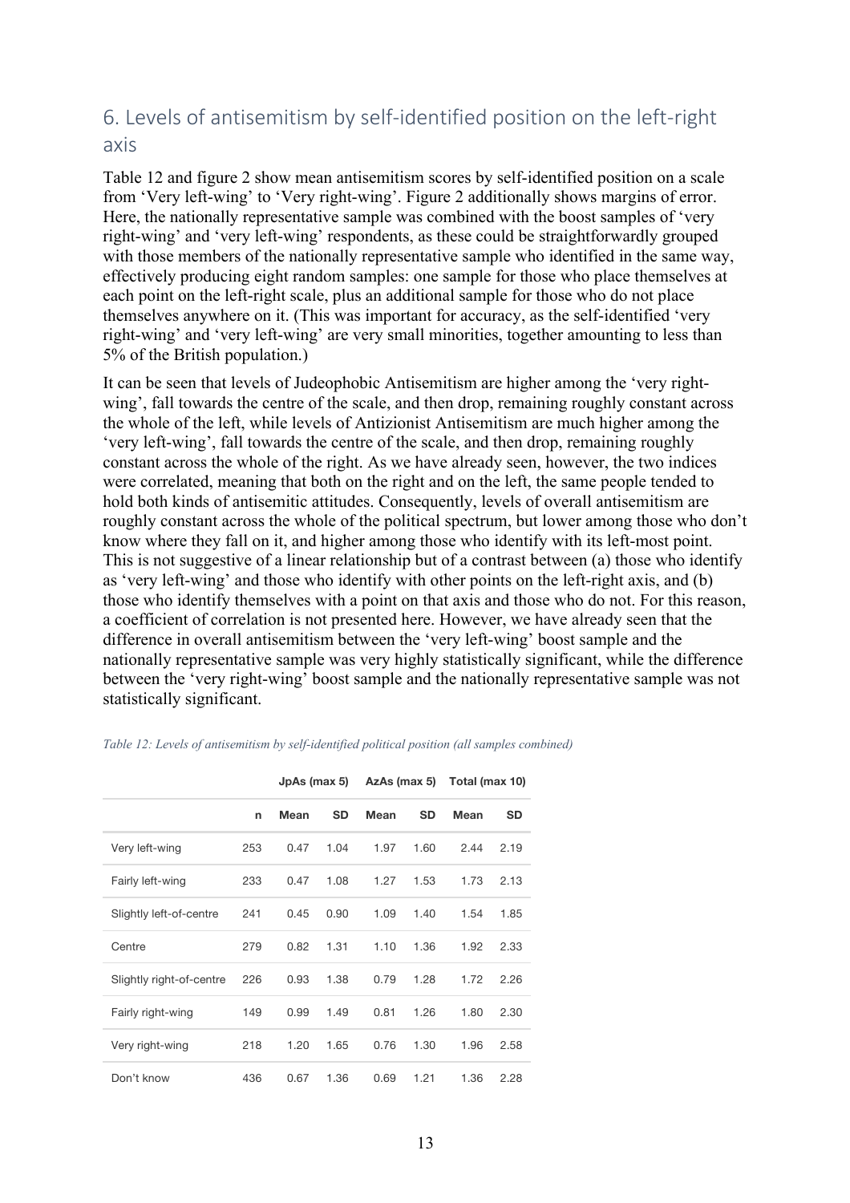## 6. Levels of antisemitism by self-identified position on the left-right axis

Table 12 and figure 2 show mean antisemitism scores by self-identified position on a scale from 'Very left-wing' to 'Very right-wing'. Figure 2 additionally shows margins of error. Here, the nationally representative sample was combined with the boost samples of 'very right-wing' and 'very left-wing' respondents, as these could be straightforwardly grouped with those members of the nationally representative sample who identified in the same way, effectively producing eight random samples: one sample for those who place themselves at each point on the left-right scale, plus an additional sample for those who do not place themselves anywhere on it. (This was important for accuracy, as the self-identified 'very right-wing' and 'very left-wing' are very small minorities, together amounting to less than 5% of the British population.)

It can be seen that levels of Judeophobic Antisemitism are higher among the 'very right-wing', fall towards the centre of the scale, and then drop, remaining roughly constant across the whole of the left, while levels of Antizionist Antisemitism are much higher among the 'very left-wing', fall towards the centre of the scale, and then drop, remaining roughly constant across the whole of the right. As we have already seen, however, the two indices were correlated, meaning that both on the right and on the left, the same people tended to hold both kinds of antisemitic attitudes. Consequently, levels of overall antisemitism are roughly constant across the whole of the political spectrum, but lower among those who don't know where they fall on it, and higher among those who identify with its left-most point. This is not suggestive of a linear relationship but of a contrast between (a) those who identify as 'very left-wing' and those who identify with other points on the left-right axis, and (b) those who identify themselves with a point on that axis and those who do not. For this reason, a coefficient of correlation is not presented here. However, we have already seen that the difference in overall antisemitism between the 'very left-wing' boost sample and the nationally representative sample was very highly statistically significant, while the difference between the 'very right-wing' boost sample and the nationally representative sample was not statistically significant.

*Table 12: Levels of antisemitism by self-identified political position (all samples combined)*

| | | JpAs (max 5) | | AzAs (max 5) | | Total (max 10) | |
|---|---|---|---|---|---|---|---|
| | n | Mean | SD | Mean | SD | Mean | SD |
| Very left-wing | 253 | 0.47 | 1.04 | 1.97 | 1.60 | 2.44 | 2.19 |
| Fairly left-wing | 233 | 0.47 | 1.08 | 1.27 | 1.53 | 1.73 | 2.13 |
| Slightly left-of-centre | 241 | 0.45 | 0.90 | 1.09 | 1.40 | 1.54 | 1.85 |
| Centre | 279 | 0.82 | 1.31 | 1.10 | 1.36 | 1.92 | 2.33 |
| Slightly right-of-centre | 226 | 0.93 | 1.38 | 0.79 | 1.28 | 1.72 | 2.26 |
| Fairly right-wing | 149 | 0.99 | 1.49 | 0.81 | 1.26 | 1.80 | 2.30 |
| Very right-wing | 218 | 1.20 | 1.65 | 0.76 | 1.30 | 1.96 | 2.58 |
| Don't know | 436 | 0.67 | 1.36 | 0.69 | 1.21 | 1.36 | 2.28 |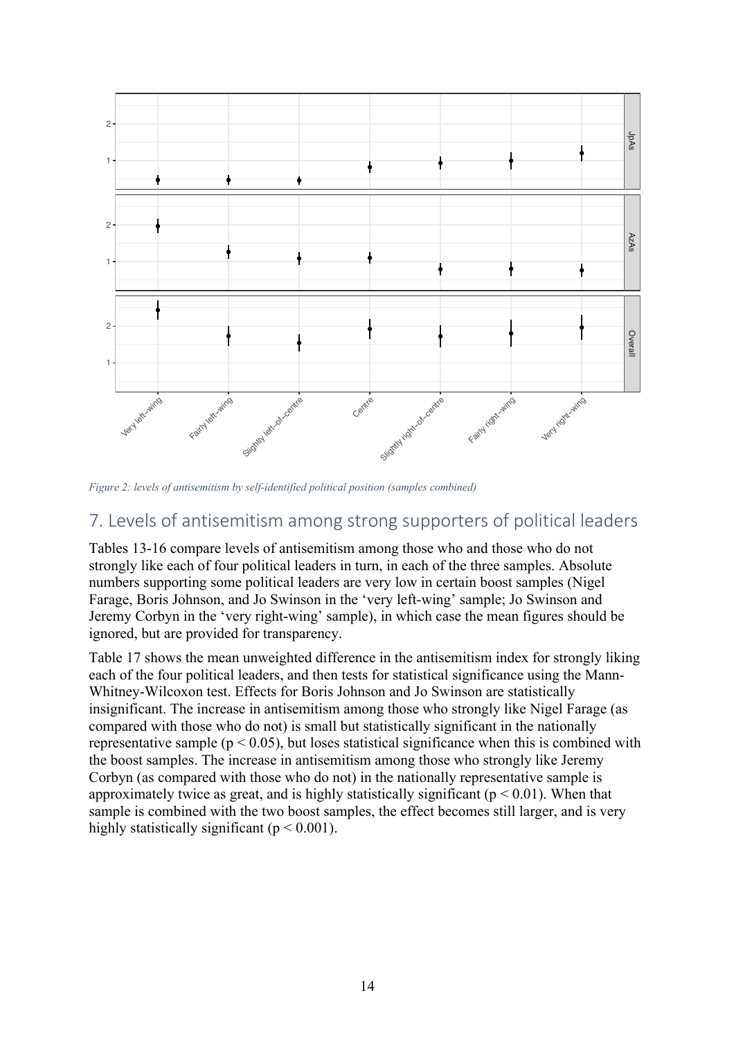*Figure 2: levels of antisemitism by self-identified political position (samples combined)*

## 7. Levels of antisemitism among strong supporters of political leaders

Tables 13-16 compare levels of antisemitism among those who and those who do not strongly like each of four political leaders in turn, in each of the three samples. Absolute numbers supporting some political leaders are very low in certain boost samples (Nigel Farage, Boris Johnson, and Jo Swinson in the 'very left-wing' sample; Jo Swinson and Jeremy Corbyn in the 'very right-wing' sample), in which case the mean figures should be ignored, but are provided for transparency.

Table 17 shows the mean unweighted difference in the antisemitism index for strongly liking each of the four political leaders, and then tests for statistical significance using the Mann-Whitney-Wilcoxon test. Effects for Boris Johnson and Jo Swinson are statistically insignificant. The increase in antisemitism among those who strongly like Nigel Farage (as compared with those who do not) is small but statistically significant in the nationally representative sample ($p < 0.05$), but loses statistical significance when this is combined with the boost samples. The increase in antisemitism among those who strongly like Jeremy Corbyn (as compared with those who do not) in the nationally representative sample is approximately twice as great, and is highly statistically significant ($p < 0.01$). When that sample is combined with the two boost samples, the effect becomes still larger, and is very highly statistically significant ($p < 0.001$).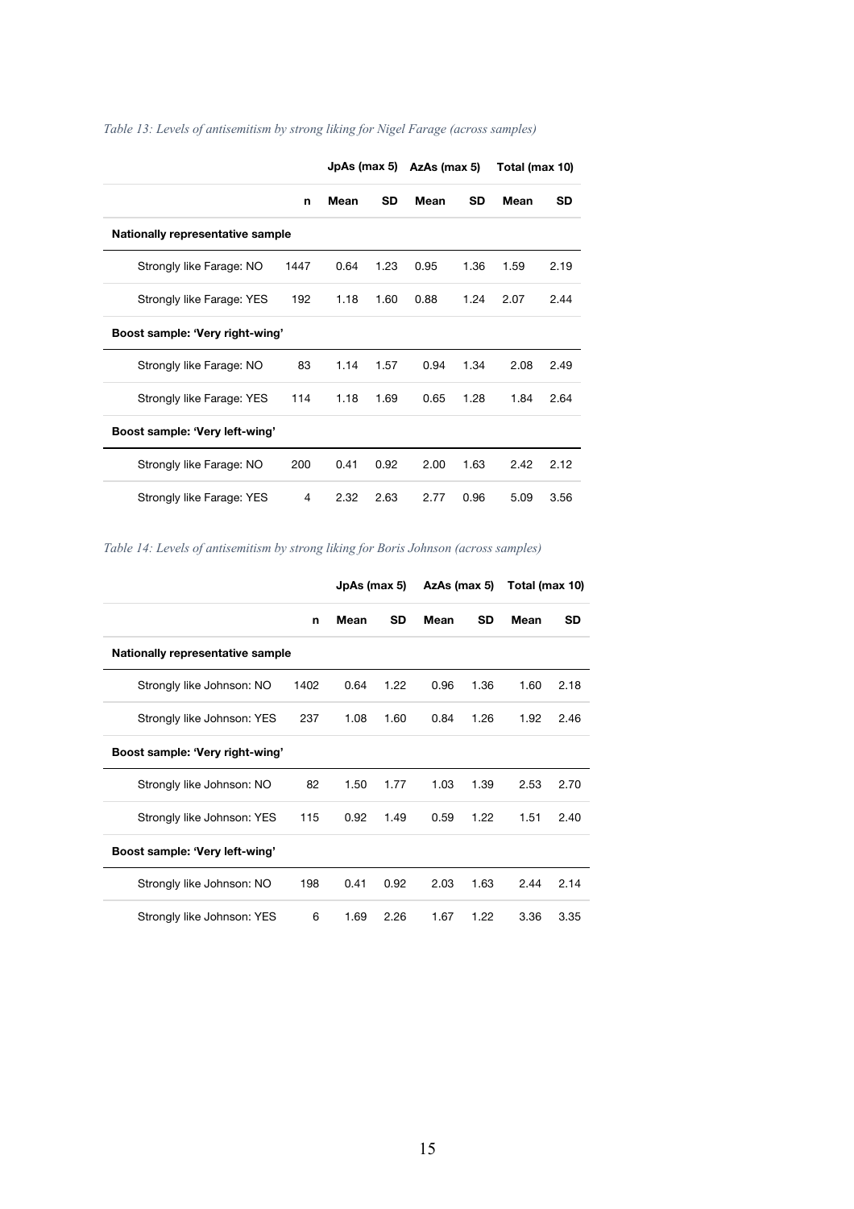*Table 13: Levels of antisemitism by strong liking for Nigel Farage (across samples)*

| | | JpAs (max 5) | | AzAs (max 5) | | Total (max 10) | |
|---|---|---|---|---|---|---|---|
| | **n** | **Mean** | **SD** | **Mean** | **SD** | **Mean** | **SD** |
| **Nationally representative sample** | | | | | | | |
| Strongly like Farage: NO | 1447 | 0.64 | 1.23 | 0.95 | 1.36 | 1.59 | 2.19 |
| Strongly like Farage: YES | 192 | 1.18 | 1.60 | 0.88 | 1.24 | 2.07 | 2.44 |
| **Boost sample: 'Very right-wing'** | | | | | | | |
| Strongly like Farage: NO | 83 | 1.14 | 1.57 | 0.94 | 1.34 | 2.08 | 2.49 |
| Strongly like Farage: YES | 114 | 1.18 | 1.69 | 0.65 | 1.28 | 1.84 | 2.64 |
| **Boost sample: 'Very left-wing'** | | | | | | | |
| Strongly like Farage: NO | 200 | 0.41 | 0.92 | 2.00 | 1.63 | 2.42 | 2.12 |
| Strongly like Farage: YES | 4 | 2.32 | 2.63 | 2.77 | 0.96 | 5.09 | 3.56 |

*Table 14: Levels of antisemitism by strong liking for Boris Johnson (across samples)*

| | | JpAs (max 5) | | AzAs (max 5) | | Total (max 10) | |
|---|---|---|---|---|---|---|---|
| | **n** | **Mean** | **SD** | **Mean** | **SD** | **Mean** | **SD** |
| **Nationally representative sample** | | | | | | | |
| Strongly like Johnson: NO | 1402 | 0.64 | 1.22 | 0.96 | 1.36 | 1.60 | 2.18 |
| Strongly like Johnson: YES | 237 | 1.08 | 1.60 | 0.84 | 1.26 | 1.92 | 2.46 |
| **Boost sample: 'Very right-wing'** | | | | | | | |
| Strongly like Johnson: NO | 82 | 1.50 | 1.77 | 1.03 | 1.39 | 2.53 | 2.70 |
| Strongly like Johnson: YES | 115 | 0.92 | 1.49 | 0.59 | 1.22 | 1.51 | 2.40 |
| **Boost sample: 'Very left-wing'** | | | | | | | |
| Strongly like Johnson: NO | 198 | 0.41 | 0.92 | 2.03 | 1.63 | 2.44 | 2.14 |
| Strongly like Johnson: YES | 6 | 1.69 | 2.26 | 1.67 | 1.22 | 3.36 | 3.35 |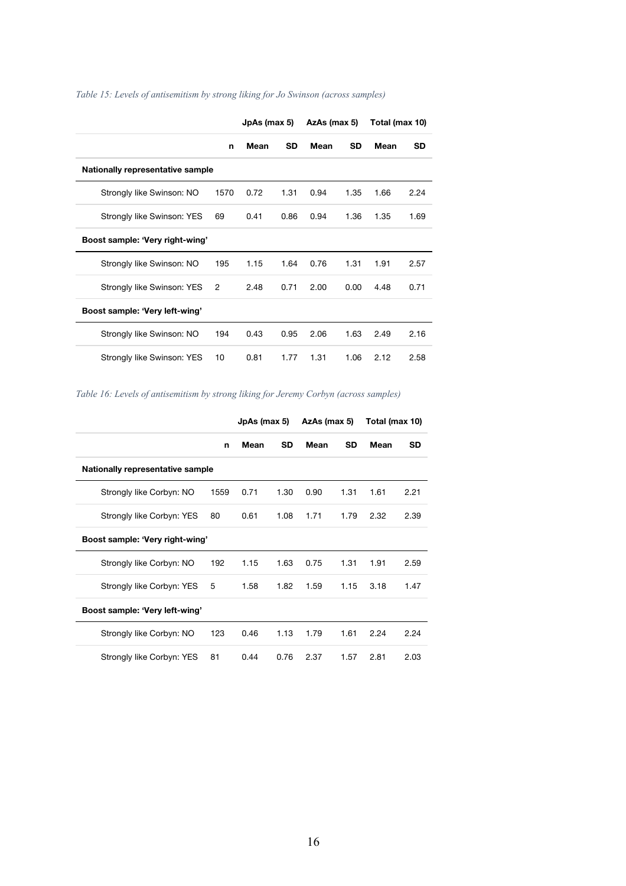*Table 15: Levels of antisemitism by strong liking for Jo Swinson (across samples)*

| | | JpAs (max 5) | | AzAs (max 5) | | Total (max 10) | |
|---|---|---|---|---|---|---|---|
| | **n** | **Mean** | **SD** | **Mean** | **SD** | **Mean** | **SD** |
| **Nationally representative sample** | | | | | | | |
| Strongly like Swinson: NO | 1570 | 0.72 | 1.31 | 0.94 | 1.35 | 1.66 | 2.24 |
| Strongly like Swinson: YES | 69 | 0.41 | 0.86 | 0.94 | 1.36 | 1.35 | 1.69 |
| **Boost sample: 'Very right-wing'** | | | | | | | |
| Strongly like Swinson: NO | 195 | 1.15 | 1.64 | 0.76 | 1.31 | 1.91 | 2.57 |
| Strongly like Swinson: YES | 2 | 2.48 | 0.71 | 2.00 | 0.00 | 4.48 | 0.71 |
| **Boost sample: 'Very left-wing'** | | | | | | | |
| Strongly like Swinson: NO | 194 | 0.43 | 0.95 | 2.06 | 1.63 | 2.49 | 2.16 |
| Strongly like Swinson: YES | 10 | 0.81 | 1.77 | 1.31 | 1.06 | 2.12 | 2.58 |

*Table 16: Levels of antisemitism by strong liking for Jeremy Corbyn (across samples)*

| | | JpAs (max 5) | | AzAs (max 5) | | Total (max 10) | |
|---|---|---|---|---|---|---|---|
| | **n** | **Mean** | **SD** | **Mean** | **SD** | **Mean** | **SD** |
| **Nationally representative sample** | | | | | | | |
| Strongly like Corbyn: NO | 1559 | 0.71 | 1.30 | 0.90 | 1.31 | 1.61 | 2.21 |
| Strongly like Corbyn: YES | 80 | 0.61 | 1.08 | 1.71 | 1.79 | 2.32 | 2.39 |
| **Boost sample: 'Very right-wing'** | | | | | | | |
| Strongly like Corbyn: NO | 192 | 1.15 | 1.63 | 0.75 | 1.31 | 1.91 | 2.59 |
| Strongly like Corbyn: YES | 5 | 1.58 | 1.82 | 1.59 | 1.15 | 3.18 | 1.47 |
| **Boost sample: 'Very left-wing'** | | | | | | | |
| Strongly like Corbyn: NO | 123 | 0.46 | 1.13 | 1.79 | 1.61 | 2.24 | 2.24 |
| Strongly like Corbyn: YES | 81 | 0.44 | 0.76 | 2.37 | 1.57 | 2.81 | 2.03 |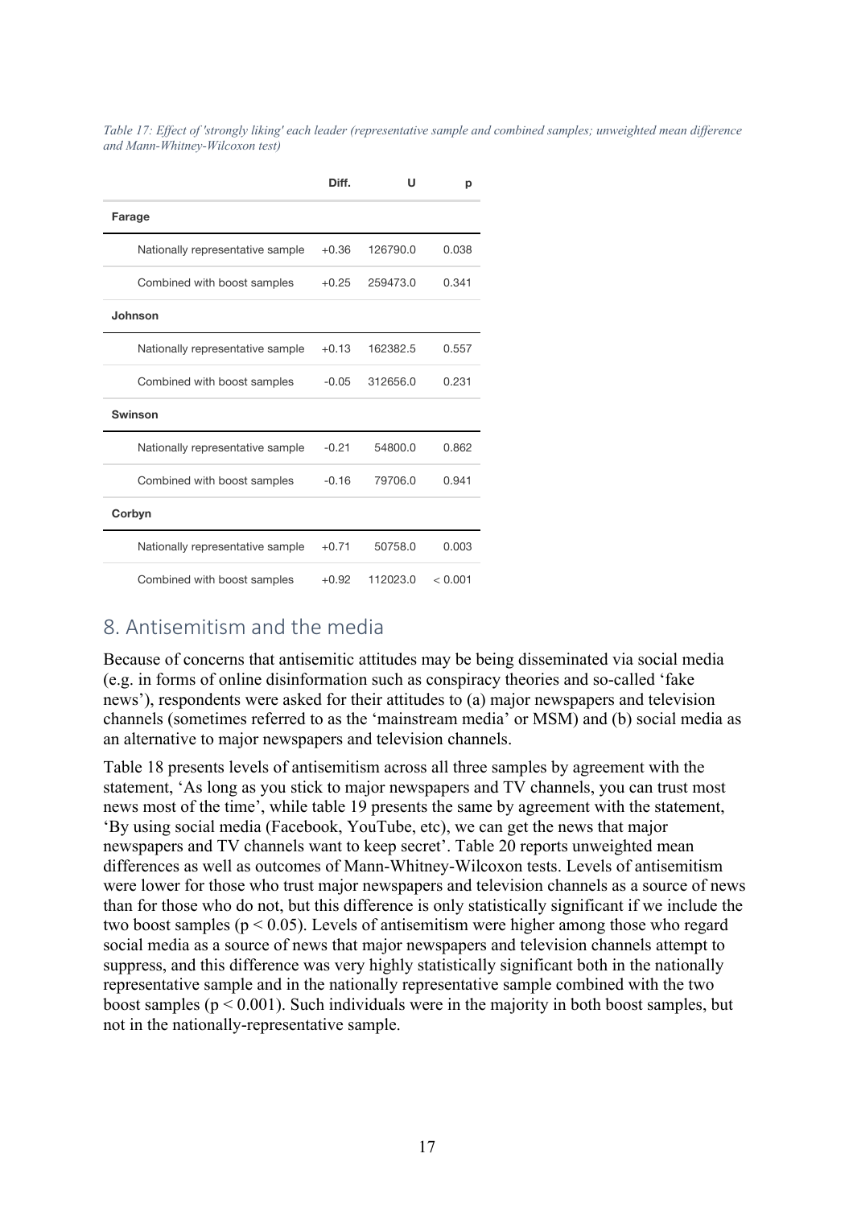*Table 17: Effect of 'strongly liking' each leader (representative sample and combined samples; unweighted mean difference and Mann-Whitney-Wilcoxon test)*

| | Diff. | U | p |
|---|---|---|---|
| **Farage** | | | |
| Nationally representative sample | +0.36 | 126790.0 | 0.038 |
| Combined with boost samples | +0.25 | 259473.0 | 0.341 |
| **Johnson** | | | |
| Nationally representative sample | +0.13 | 162382.5 | 0.557 |
| Combined with boost samples | -0.05 | 312656.0 | 0.231 |
| **Swinson** | | | |
| Nationally representative sample | -0.21 | 54800.0 | 0.862 |
| Combined with boost samples | -0.16 | 79706.0 | 0.941 |
| **Corbyn** | | | |
| Nationally representative sample | +0.71 | 50758.0 | 0.003 |
| Combined with boost samples | +0.92 | 112023.0 | < 0.001 |

## 8. Antisemitism and the media

Because of concerns that antisemitic attitudes may be being disseminated via social media (e.g. in forms of online disinformation such as conspiracy theories and so-called 'fake news'), respondents were asked for their attitudes to (a) major newspapers and television channels (sometimes referred to as the 'mainstream media' or MSM) and (b) social media as an alternative to major newspapers and television channels.

Table 18 presents levels of antisemitism across all three samples by agreement with the statement, 'As long as you stick to major newspapers and TV channels, you can trust most news most of the time', while table 19 presents the same by agreement with the statement, 'By using social media (Facebook, YouTube, etc), we can get the news that major newspapers and TV channels want to keep secret'. Table 20 reports unweighted mean differences as well as outcomes of Mann-Whitney-Wilcoxon tests. Levels of antisemitism were lower for those who trust major newspapers and television channels as a source of news than for those who do not, but this difference is only statistically significant if we include the two boost samples ($p < 0.05$). Levels of antisemitism were higher among those who regard social media as a source of news that major newspapers and television channels attempt to suppress, and this difference was very highly statistically significant both in the nationally representative sample and in the nationally representative sample combined with the two boost samples ($p < 0.001$). Such individuals were in the majority in both boost samples, but not in the nationally-representative sample.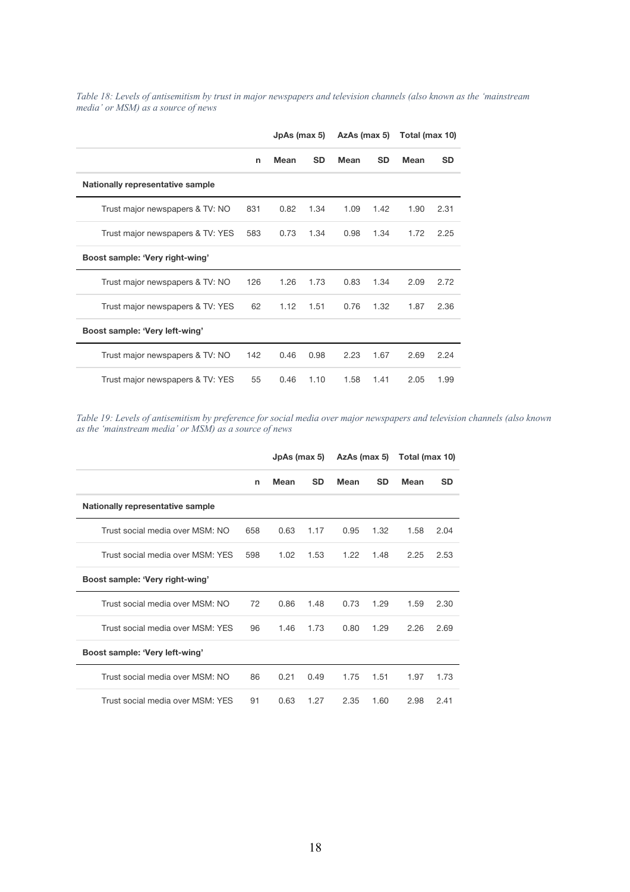*Table 18: Levels of antisemitism by trust in major newspapers and television channels (also known as the 'mainstream media' or MSM) as a source of news*

| | | JpAs (max 5) | | AzAs (max 5) | | Total (max 10) | |
|---|---|---|---|---|---|---|---|
| | n | Mean | SD | Mean | SD | Mean | SD |
| **Nationally representative sample** | | | | | | | |
| Trust major newspapers & TV: NO | 831 | 0.82 | 1.34 | 1.09 | 1.42 | 1.90 | 2.31 |
| Trust major newspapers & TV: YES | 583 | 0.73 | 1.34 | 0.98 | 1.34 | 1.72 | 2.25 |
| **Boost sample: 'Very right-wing'** | | | | | | | |
| Trust major newspapers & TV: NO | 126 | 1.26 | 1.73 | 0.83 | 1.34 | 2.09 | 2.72 |
| Trust major newspapers & TV: YES | 62 | 1.12 | 1.51 | 0.76 | 1.32 | 1.87 | 2.36 |
| **Boost sample: 'Very left-wing'** | | | | | | | |
| Trust major newspapers & TV: NO | 142 | 0.46 | 0.98 | 2.23 | 1.67 | 2.69 | 2.24 |
| Trust major newspapers & TV: YES | 55 | 0.46 | 1.10 | 1.58 | 1.41 | 2.05 | 1.99 |

*Table 19: Levels of antisemitism by preference for social media over major newspapers and television channels (also known as the 'mainstream media' or MSM) as a source of news*

| | | JpAs (max 5) | | AzAs (max 5) | | Total (max 10) | |
|---|---|---|---|---|---|---|---|
| | n | Mean | SD | Mean | SD | Mean | SD |
| **Nationally representative sample** | | | | | | | |
| Trust social media over MSM: NO | 658 | 0.63 | 1.17 | 0.95 | 1.32 | 1.58 | 2.04 |
| Trust social media over MSM: YES | 598 | 1.02 | 1.53 | 1.22 | 1.48 | 2.25 | 2.53 |
| **Boost sample: 'Very right-wing'** | | | | | | | |
| Trust social media over MSM: NO | 72 | 0.86 | 1.48 | 0.73 | 1.29 | 1.59 | 2.30 |
| Trust social media over MSM: YES | 96 | 1.46 | 1.73 | 0.80 | 1.29 | 2.26 | 2.69 |
| **Boost sample: 'Very left-wing'** | | | | | | | |
| Trust social media over MSM: NO | 86 | 0.21 | 0.49 | 1.75 | 1.51 | 1.97 | 1.73 |
| Trust social media over MSM: YES | 91 | 0.63 | 1.27 | 2.35 | 1.60 | 2.98 | 2.41 |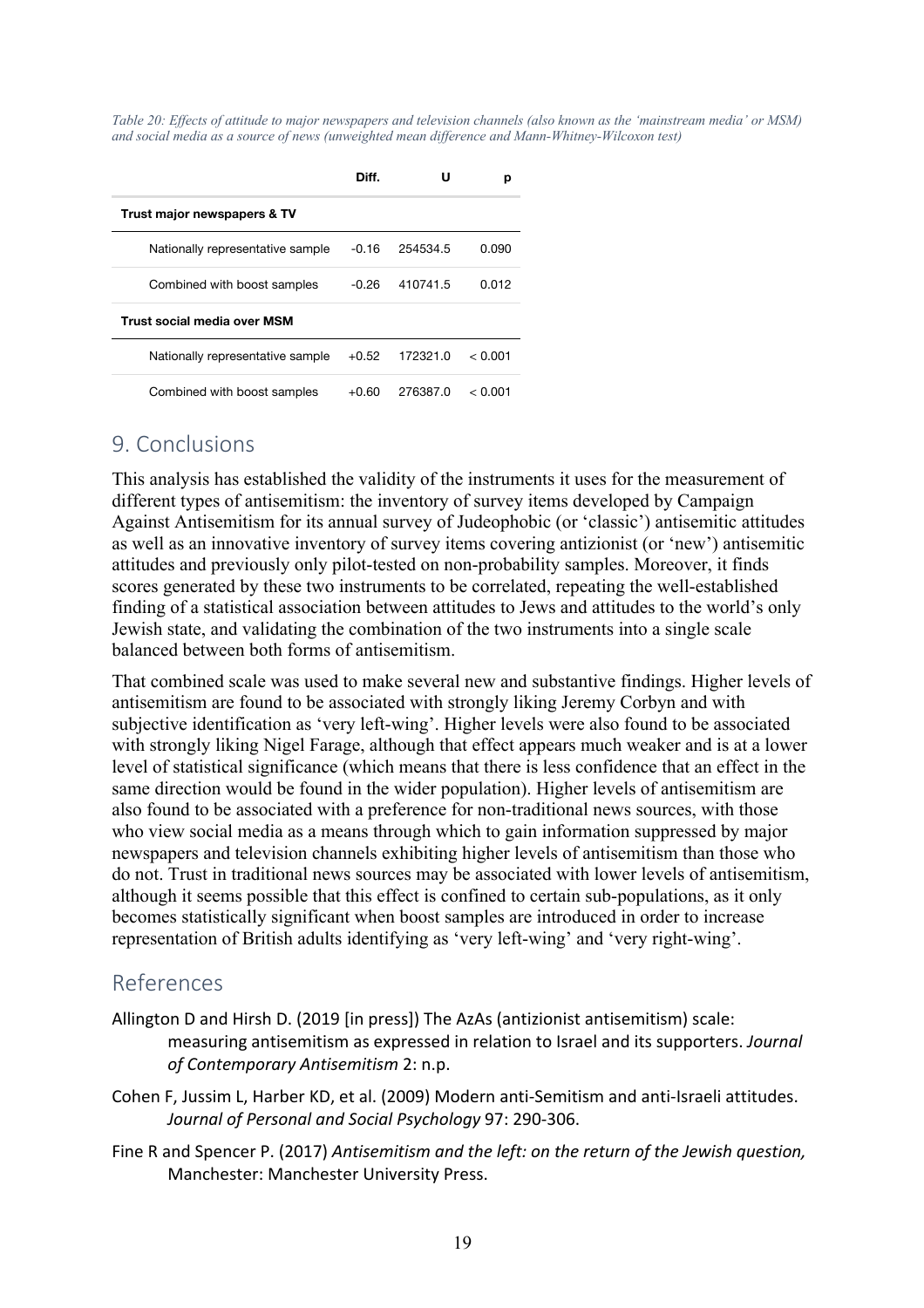*Table 20: Effects of attitude to major newspapers and television channels (also known as the 'mainstream media' or MSM) and social media as a source of news (unweighted mean difference and Mann-Whitney-Wilcoxon test)*

| | Diff. | U | p |
|---|---|---|---|
| **Trust major newspapers & TV** | | | |
| Nationally representative sample | -0.16 | 254534.5 | 0.090 |
| Combined with boost samples | -0.26 | 410741.5 | 0.012 |
| **Trust social media over MSM** | | | |
| Nationally representative sample | +0.52 | 172321.0 | < 0.001 |
| Combined with boost samples | +0.60 | 276387.0 | < 0.001 |

## 9. Conclusions

This analysis has established the validity of the instruments it uses for the measurement of different types of antisemitism: the inventory of survey items developed by Campaign Against Antisemitism for its annual survey of Judeophobic (or 'classic') antisemitic attitudes as well as an innovative inventory of survey items covering antizionist (or 'new') antisemitic attitudes and previously only pilot-tested on non-probability samples. Moreover, it finds scores generated by these two instruments to be correlated, repeating the well-established finding of a statistical association between attitudes to Jews and attitudes to the world's only Jewish state, and validating the combination of the two instruments into a single scale balanced between both forms of antisemitism.

That combined scale was used to make several new and substantive findings. Higher levels of antisemitism are found to be associated with strongly liking Jeremy Corbyn and with subjective identification as 'very left-wing'. Higher levels were also found to be associated with strongly liking Nigel Farage, although that effect appears much weaker and is at a lower level of statistical significance (which means that there is less confidence that an effect in the same direction would be found in the wider population). Higher levels of antisemitism are also found to be associated with a preference for non-traditional news sources, with those who view social media as a means through which to gain information suppressed by major newspapers and television channels exhibiting higher levels of antisemitism than those who do not. Trust in traditional news sources may be associated with lower levels of antisemitism, although it seems possible that this effect is confined to certain sub-populations, as it only becomes statistically significant when boost samples are introduced in order to increase representation of British adults identifying as 'very left-wing' and 'very right-wing'.

## References

Allington D and Hirsh D. (2019 [in press]) The AzAs (antizionist antisemitism) scale: measuring antisemitism as expressed in relation to Israel and its supporters. *Journal of Contemporary Antisemitism* 2: n.p.

Cohen F, Jussim L, Harber KD, et al. (2009) Modern anti-Semitism and anti-Israeli attitudes. *Journal of Personal and Social Psychology* 97: 290-306.

Fine R and Spencer P. (2017) *Antisemitism and the left: on the return of the Jewish question,* Manchester: Manchester University Press.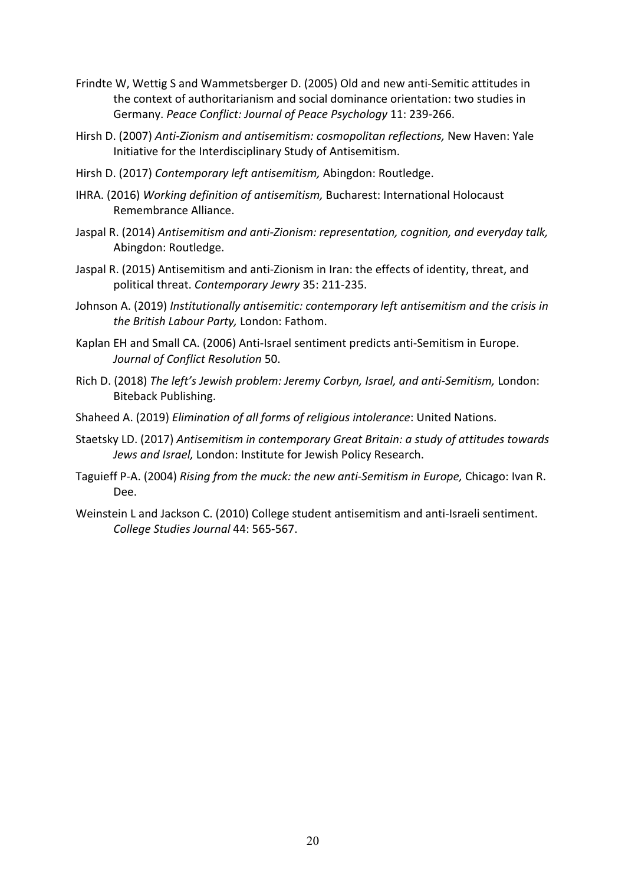Frindte W, Wettig S and Wammetsberger D. (2005) Old and new anti-Semitic attitudes in the context of authoritarianism and social dominance orientation: two studies in Germany. *Peace Conflict: Journal of Peace Psychology* 11: 239-266.

Hirsh D. (2007) *Anti-Zionism and antisemitism: cosmopolitan reflections,* New Haven: Yale Initiative for the Interdisciplinary Study of Antisemitism.

Hirsh D. (2017) *Contemporary left antisemitism,* Abingdon: Routledge.

IHRA. (2016) *Working definition of antisemitism,* Bucharest: International Holocaust Remembrance Alliance.

Jaspal R. (2014) *Antisemitism and anti-Zionism: representation, cognition, and everyday talk,* Abingdon: Routledge.

Jaspal R. (2015) Antisemitism and anti-Zionism in Iran: the effects of identity, threat, and political threat. *Contemporary Jewry* 35: 211-235.

Johnson A. (2019) *Institutionally antisemitic: contemporary left antisemitism and the crisis in the British Labour Party,* London: Fathom.

Kaplan EH and Small CA. (2006) Anti-Israel sentiment predicts anti-Semitism in Europe. *Journal of Conflict Resolution* 50.

Rich D. (2018) *The left's Jewish problem: Jeremy Corbyn, Israel, and anti-Semitism,* London: Biteback Publishing.

Shaheed A. (2019) *Elimination of all forms of religious intolerance*: United Nations.

Staetsky LD. (2017) *Antisemitism in contemporary Great Britain: a study of attitudes towards Jews and Israel,* London: Institute for Jewish Policy Research.

Taguieff P-A. (2004) *Rising from the muck: the new anti-Semitism in Europe,* Chicago: Ivan R. Dee.

Weinstein L and Jackson C. (2010) College student antisemitism and anti-Israeli sentiment. *College Studies Journal* 44: 565-567.